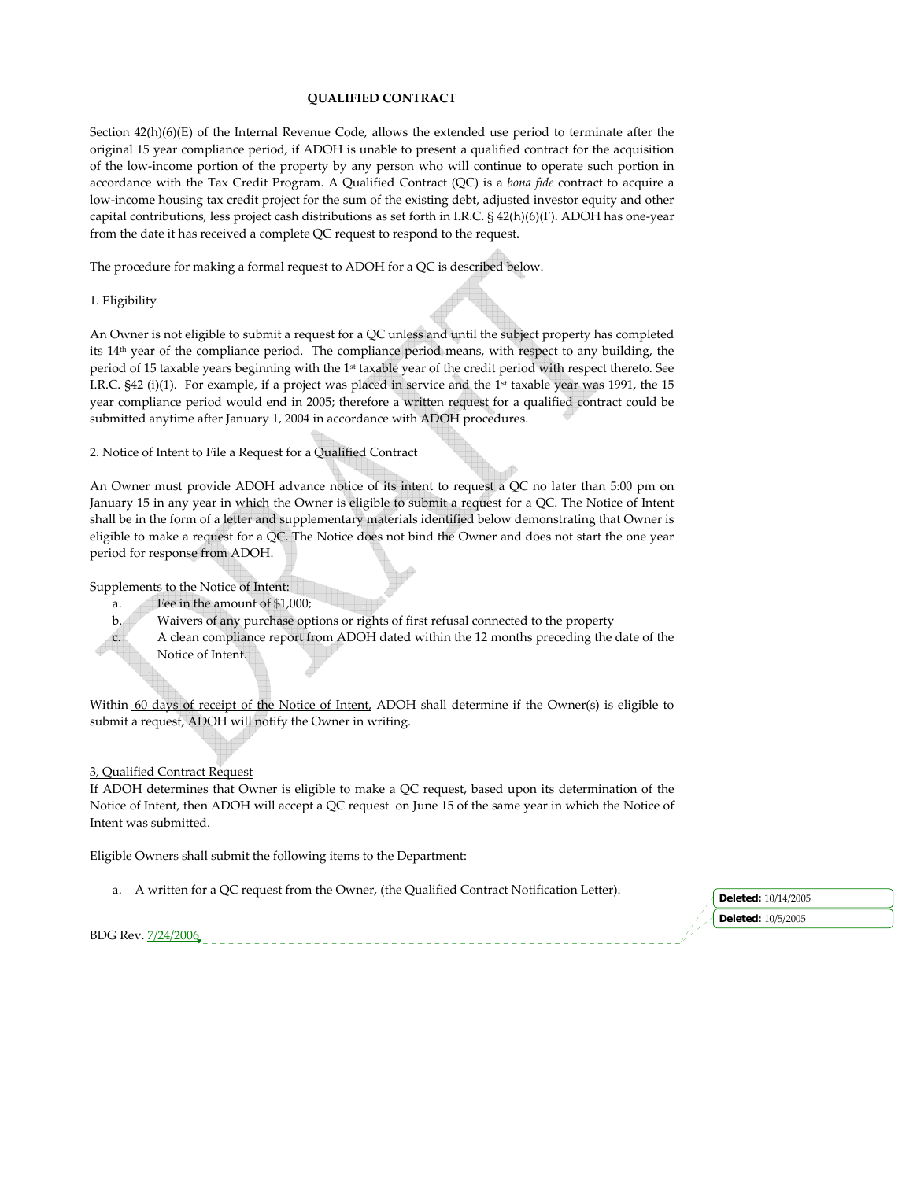**QUALIFIED CONTRACT**

Section 42(h)(6)(E) of the Internal Revenue Code, allows the extended use period to terminate after the original 15 year compliance period, if ADOH is unable to present a qualified contract for the acquisition of the low-income portion of the property by any person who will continue to operate such portion in accordance with the Tax Credit Program. A Qualified Contract (QC) is a *bona fide* contract to acquire a low-income housing tax credit project for the sum of the existing debt, adjusted investor equity and other capital contributions, less project cash distributions as set forth in I.R.C. § 42(h)(6)(F). ADOH has one-year from the date it has received a complete QC request to respond to the request.

The procedure for making a formal request to ADOH for a QC is described below.

1. Eligibility

An Owner is not eligible to submit a request for a QC unless and until the subject property has completed its 14th year of the compliance period. The compliance period means, with respect to any building, the period of 15 taxable years beginning with the 1st taxable year of the credit period with respect thereto. See I.R.C. §42 (i)(1). For example, if a project was placed in service and the 1st taxable year was 1991, the 15 year compliance period would end in 2005; therefore a written request for a qualified contract could be submitted anytime after January 1, 2004 in accordance with ADOH procedures.

2. Notice of Intent to File a Request for a Qualified Contract

An Owner must provide ADOH advance notice of its intent to request a QC no later than 5:00 pm on January 15 in any year in which the Owner is eligible to submit a request for a QC. The Notice of Intent shall be in the form of a letter and supplementary materials identified below demonstrating that Owner is eligible to make a request for a QC. The Notice does not bind the Owner and does not start the one year period for response from ADOH.

Supplements to the Notice of Intent:

a. Fee in the amount of $1,000;
b. Waivers of any purchase options or rights of first refusal connected to the property
c. A clean compliance report from ADOH dated within the 12 months preceding the date of the Notice of Intent.

Within 60 days of receipt of the Notice of Intent, ADOH shall determine if the Owner(s) is eligible to submit a request, ADOH will notify the Owner in writing.

3, Qualified Contract Request

If ADOH determines that Owner is eligible to make a QC request, based upon its determination of the Notice of Intent, then ADOH will accept a QC request on June 15 of the same year in which the Notice of Intent was submitted.

Eligible Owners shall submit the following items to the Department:

a. A written for a QC request from the Owner, (the Qualified Contract Notification Letter).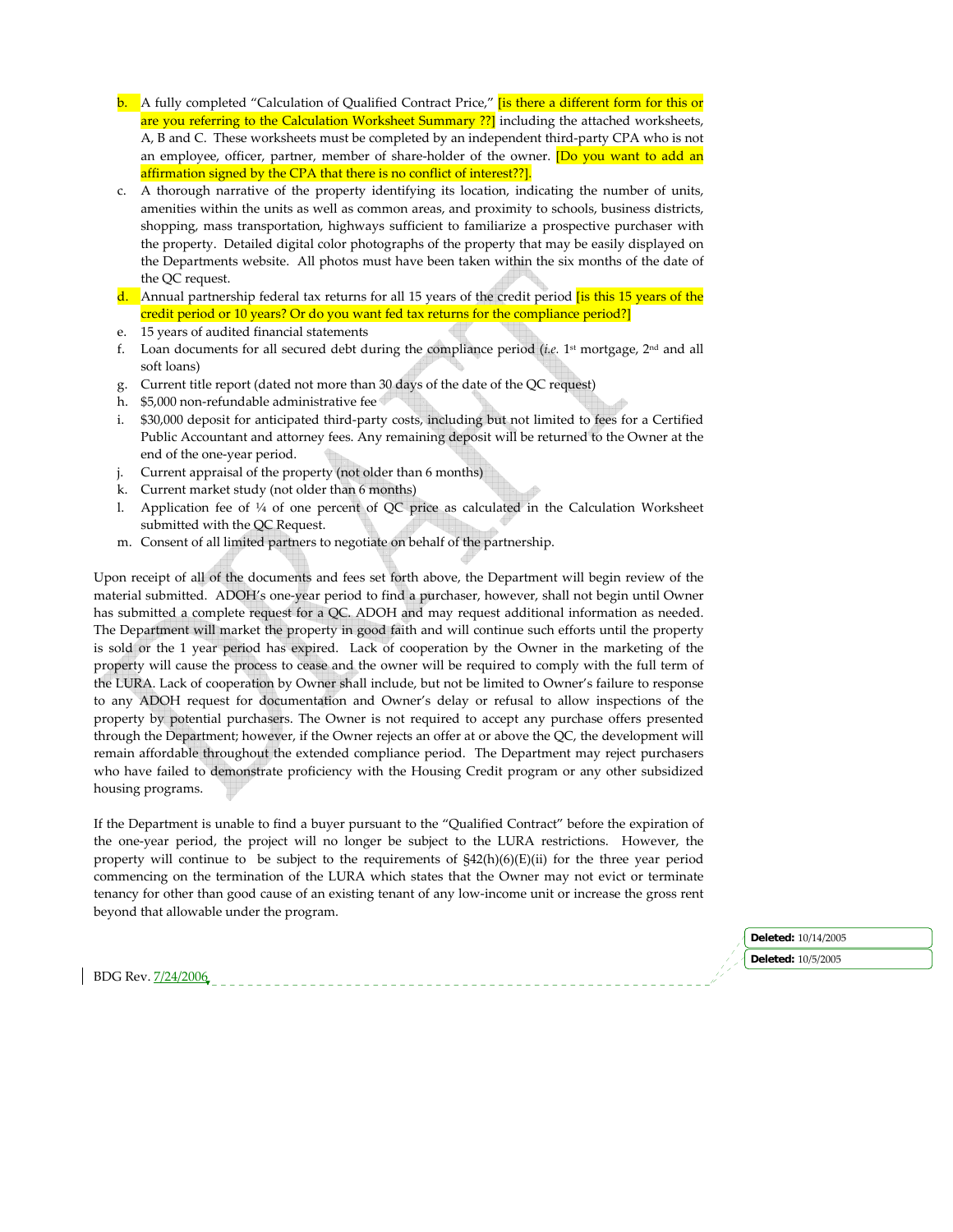b. A fully completed "Calculation of Qualified Contract Price," [is there a different form for this or are you referring to the Calculation Worksheet Summary ??] including the attached worksheets, A, B and C. These worksheets must be completed by an independent third-party CPA who is not an employee, officer, partner, member of share-holder of the owner. [Do you want to add an affirmation signed by the CPA that there is no conflict of interest??].
c. A thorough narrative of the property identifying its location, indicating the number of units, amenities within the units as well as common areas, and proximity to schools, business districts, shopping, mass transportation, highways sufficient to familiarize a prospective purchaser with the property. Detailed digital color photographs of the property that may be easily displayed on the Departments website. All photos must have been taken within the six months of the date of the QC request.
d. Annual partnership federal tax returns for all 15 years of the credit period [is this 15 years of the credit period or 10 years? Or do you want fed tax returns for the compliance period?]
e. 15 years of audited financial statements
f. Loan documents for all secured debt during the compliance period (*i.e.* 1st mortgage, 2nd and all soft loans)
g. Current title report (dated not more than 30 days of the date of the QC request)
h. $5,000 non-refundable administrative fee
i. $30,000 deposit for anticipated third-party costs, including but not limited to fees for a Certified Public Accountant and attorney fees. Any remaining deposit will be returned to the Owner at the end of the one-year period.
j. Current appraisal of the property (not older than 6 months)
k. Current market study (not older than 6 months)
l. Application fee of ¼ of one percent of QC price as calculated in the Calculation Worksheet submitted with the QC Request.
m. Consent of all limited partners to negotiate on behalf of the partnership.

Upon receipt of all of the documents and fees set forth above, the Department will begin review of the material submitted. ADOH's one-year period to find a purchaser, however, shall not begin until Owner has submitted a complete request for a QC. ADOH and may request additional information as needed. The Department will market the property in good faith and will continue such efforts until the property is sold or the 1 year period has expired. Lack of cooperation by the Owner in the marketing of the property will cause the process to cease and the owner will be required to comply with the full term of the LURA. Lack of cooperation by Owner shall include, but not be limited to Owner's failure to response to any ADOH request for documentation and Owner's delay or refusal to allow inspections of the property by potential purchasers. The Owner is not required to accept any purchase offers presented through the Department; however, if the Owner rejects an offer at or above the QC, the development will remain affordable throughout the extended compliance period. The Department may reject purchasers who have failed to demonstrate proficiency with the Housing Credit program or any other subsidized housing programs.

If the Department is unable to find a buyer pursuant to the "Qualified Contract" before the expiration of the one-year period, the project will no longer be subject to the LURA restrictions. However, the property will continue to be subject to the requirements of §42(h)(6)(E)(ii) for the three year period commencing on the termination of the LURA which states that the Owner may not evict or terminate tenancy for other than good cause of an existing tenant of any low-income unit or increase the gross rent beyond that allowable under the program.

**Deleted:** 10/14/2005

**Deleted:** 10/5/2005

BDG Rev. 7/24/2006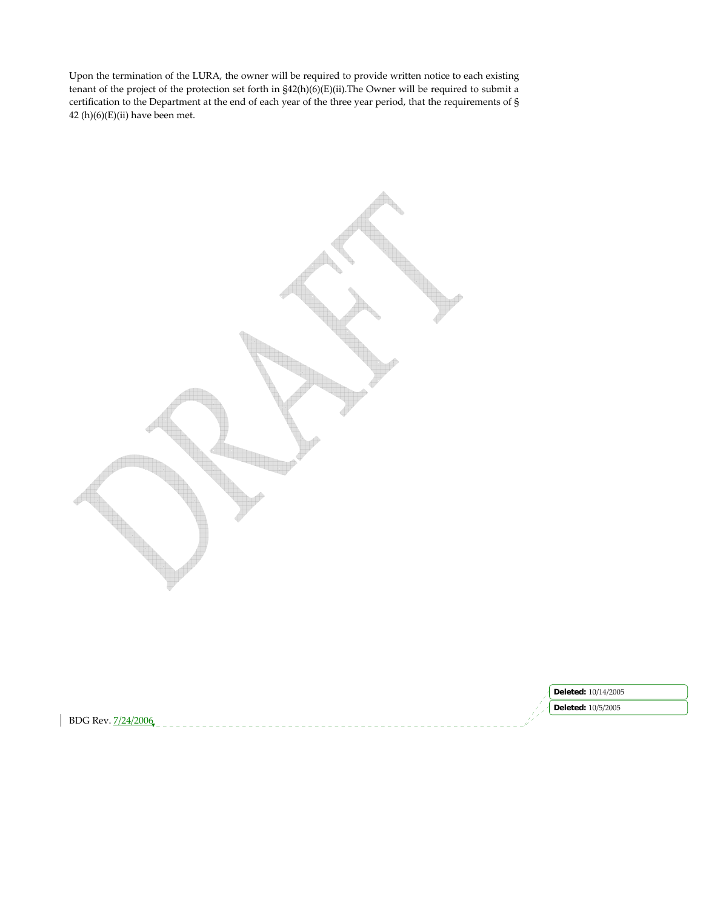Upon the termination of the LURA, the owner will be required to provide written notice to each existing tenant of the project of the protection set forth in §42(h)(6)(E)(ii).The Owner will be required to submit a certification to the Department at the end of each year of the three year period, that the requirements of § 42 (h)(6)(E)(ii) have been met.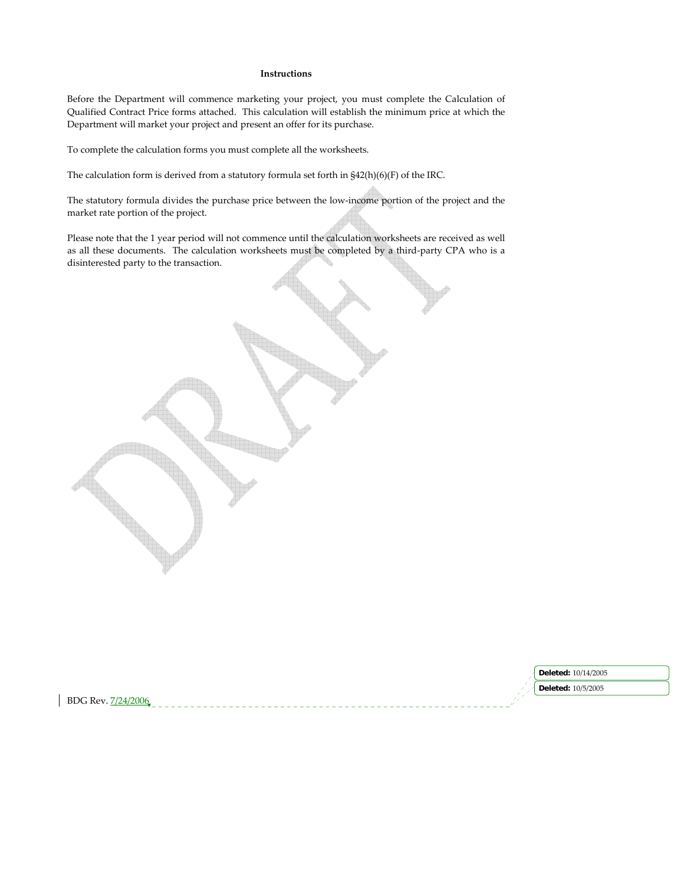**Instructions**

Before the Department will commence marketing your project, you must complete the Calculation of Qualified Contract Price forms attached. This calculation will establish the minimum price at which the Department will market your project and present an offer for its purchase.

To complete the calculation forms you must complete all the worksheets.

The calculation form is derived from a statutory formula set forth in §42(h)(6)(F) of the IRC.

The statutory formula divides the purchase price between the low-income portion of the project and the market rate portion of the project.

Please note that the 1 year period will not commence until the calculation worksheets are received as well as all these documents. The calculation worksheets must be completed by a third-party CPA who is a disinterested party to the transaction.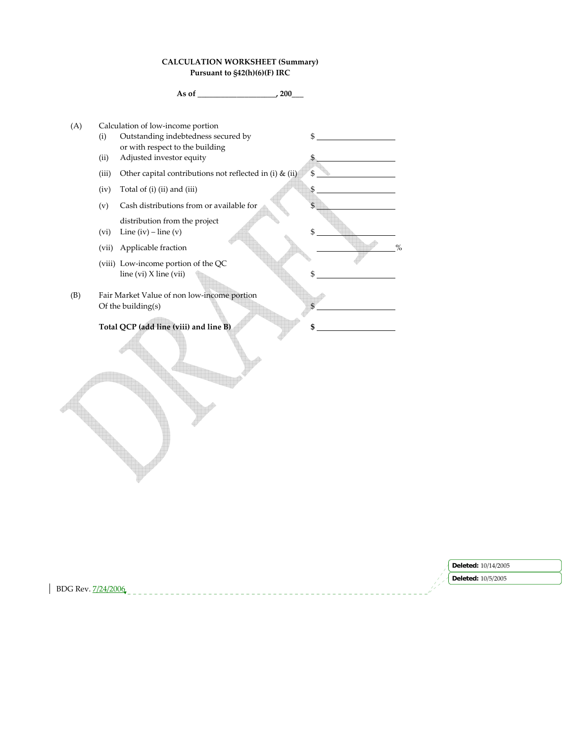**CALCULATION WORKSHEET (Summary)**
**Pursuant to §42(h)(6)(F) IRC**

**As of \_\_\_\_\_\_\_\_\_\_\_\_\_\_\_\_\_\_\_\_, 200\_\_\_**

| | | | |
|---|---|---|---|
| (A) | Calculation of low-income portion | | |
| | (i) | Outstanding indebtedness secured by or with respect to the building | $ \_\_\_\_\_\_\_\_\_\_\_\_\_\_\_\_\_\_\_\_ |
| | (ii) | Adjusted investor equity | $ \_\_\_\_\_\_\_\_\_\_\_\_\_\_\_\_\_\_\_\_ |
| | (iii) | Other capital contributions not reflected in (i) & (ii) | $ \_\_\_\_\_\_\_\_\_\_\_\_\_\_\_\_\_\_\_\_ |
| | (iv) | Total of (i) (ii) and (iii) | $ \_\_\_\_\_\_\_\_\_\_\_\_\_\_\_\_\_\_\_\_ |
| | (v) | Cash distributions from or available for distribution from the project | $ \_\_\_\_\_\_\_\_\_\_\_\_\_\_\_\_\_\_\_\_ |
| | (vi) | Line (iv) – line (v) | $ \_\_\_\_\_\_\_\_\_\_\_\_\_\_\_\_\_\_\_\_ |
| | (vii) | Applicable fraction | \_\_\_\_\_\_\_\_\_\_\_\_\_\_\_\_\_\_\_\_ % |
| | (viii) | Low-income portion of the QC line (vi) X line (vii) | $ \_\_\_\_\_\_\_\_\_\_\_\_\_\_\_\_\_\_\_\_ |
| (B) | Fair Market Value of non low-income portion Of the building(s) | | $ \_\_\_\_\_\_\_\_\_\_\_\_\_\_\_\_\_\_\_\_ |
| | **Total QCP (add line (viii) and line B)** | | **$** \_\_\_\_\_\_\_\_\_\_\_\_\_\_\_\_\_\_\_\_ |

BDG Rev. 7/24/2006

**Deleted:** 10/14/2005

**Deleted:** 10/5/2005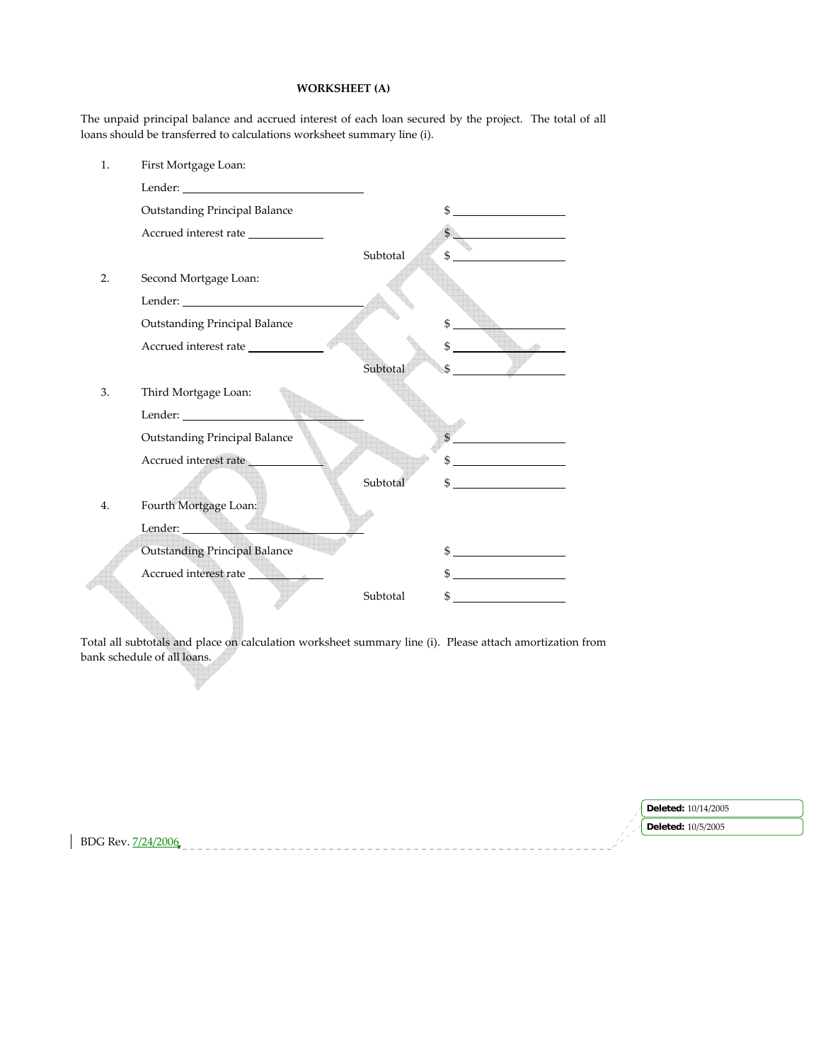**WORKSHEET (A)**

The unpaid principal balance and accrued interest of each loan secured by the project. The total of all loans should be transferred to calculations worksheet summary line (i).

1. First Mortgage Loan:

   Lender: ______________________________

   Outstanding Principal Balance $ ____________________

   Accrued interest rate ____________ $ ____________________

   Subtotal $ ____________________

2. Second Mortgage Loan:

   Lender: ______________________________

   Outstanding Principal Balance $ ____________________

   Accrued interest rate ____________ $ ____________________

   Subtotal $ ____________________

3. Third Mortgage Loan:

   Lender: ______________________________

   Outstanding Principal Balance $ ____________________

   Accrued interest rate ____________ $ ____________________

   Subtotal $ ____________________

4. Fourth Mortgage Loan:

   Lender: ______________________________

   Outstanding Principal Balance $ ____________________

   Accrued interest rate ____________ $ ____________________

   Subtotal $ ____________________

Total all subtotals and place on calculation worksheet summary line (i). Please attach amortization from bank schedule of all loans.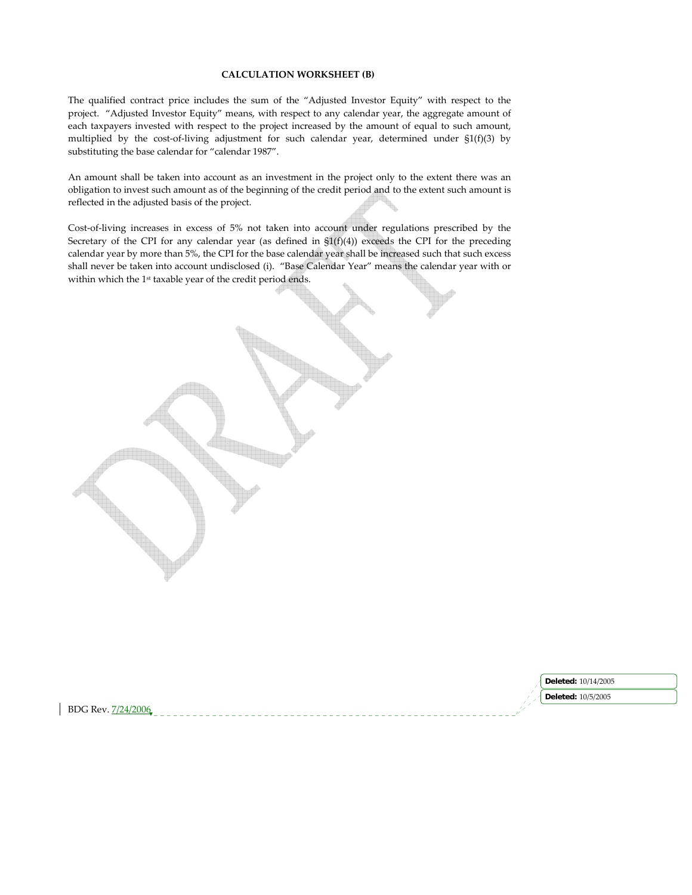**CALCULATION WORKSHEET (B)**

The qualified contract price includes the sum of the "Adjusted Investor Equity" with respect to the project. "Adjusted Investor Equity" means, with respect to any calendar year, the aggregate amount of each taxpayers invested with respect to the project increased by the amount of equal to such amount, multiplied by the cost-of-living adjustment for such calendar year, determined under §1(f)(3) by substituting the base calendar for "calendar 1987".

An amount shall be taken into account as an investment in the project only to the extent there was an obligation to invest such amount as of the beginning of the credit period and to the extent such amount is reflected in the adjusted basis of the project.

Cost-of-living increases in excess of 5% not taken into account under regulations prescribed by the Secretary of the CPI for any calendar year (as defined in §1(f)(4)) exceeds the CPI for the preceding calendar year by more than 5%, the CPI for the base calendar year shall be increased such that such excess shall never be taken into account undisclosed (i). "Base Calendar Year" means the calendar year with or within which the 1st taxable year of the credit period ends.

BDG Rev. 7/24/2006

**Deleted:** 10/14/2005

**Deleted:** 10/5/2005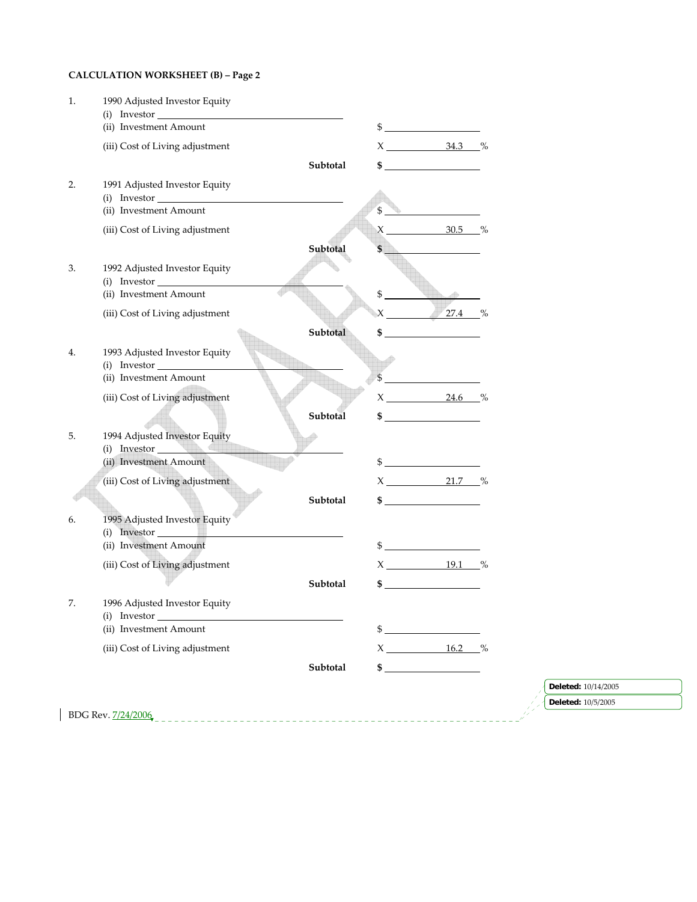**CALCULATION WORKSHEET (B) – Page 2**

1. 1990 Adjusted Investor Equity
   - (i) Investor ______________________
   - (ii) Investment Amount $ ______________
   - (iii) Cost of Living adjustment X ______ 34.3 %
   - **Subtotal $ ______________**

2. 1991 Adjusted Investor Equity
   - (i) Investor ______________________
   - (ii) Investment Amount $ ______________
   - (iii) Cost of Living adjustment X ______ 30.5 %
   - **Subtotal $ ______________**

3. 1992 Adjusted Investor Equity
   - (i) Investor ______________________
   - (ii) Investment Amount $ ______________
   - (iii) Cost of Living adjustment X ______ 27.4 %
   - **Subtotal $ ______________**

4. 1993 Adjusted Investor Equity
   - (i) Investor ______________________
   - (ii) Investment Amount $ ______________
   - (iii) Cost of Living adjustment X ______ 24.6 %
   - **Subtotal $ ______________**

5. 1994 Adjusted Investor Equity
   - (i) Investor ______________________
   - (ii) Investment Amount $ ______________
   - (iii) Cost of Living adjustment X ______ 21.7 %
   - **Subtotal $ ______________**

6. 1995 Adjusted Investor Equity
   - (i) Investor ______________________
   - (ii) Investment Amount $ ______________
   - (iii) Cost of Living adjustment X ______ 19.1 %
   - **Subtotal $ ______________**

7. 1996 Adjusted Investor Equity
   - (i) Investor ______________________
   - (ii) Investment Amount $ ______________
   - (iii) Cost of Living adjustment X ______ 16.2 %
   - **Subtotal $ ______________**

BDG Rev. 7/24/2006

**Deleted:** 10/14/2005

**Deleted:** 10/5/2005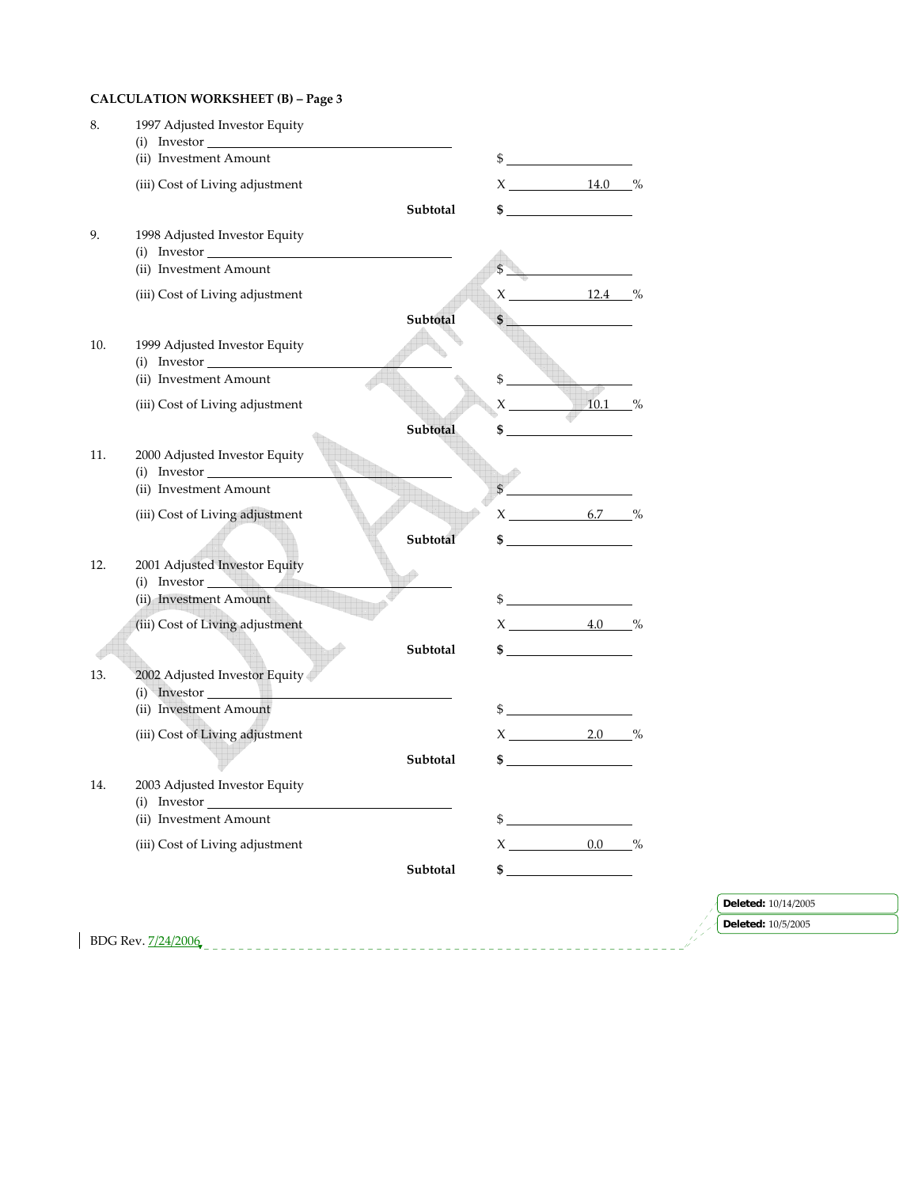**CALCULATION WORKSHEET (B) – Page 3**

8. 1997 Adjusted Investor Equity
   - (i) Investor ________________________
   - (ii) Investment Amount $ ____________
   - (iii) Cost of Living adjustment X ____14.0____%
   - **Subtotal** **$** ____________

9. 1998 Adjusted Investor Equity
   - (i) Investor ________________________
   - (ii) Investment Amount $ ____________
   - (iii) Cost of Living adjustment X ____12.4____%
   - **Subtotal** **$** ____________

10. 1999 Adjusted Investor Equity
    - (i) Investor ________________________
    - (ii) Investment Amount $ ____________
    - (iii) Cost of Living adjustment X ____10.1____%
    - **Subtotal** **$** ____________

11. 2000 Adjusted Investor Equity
    - (i) Investor ________________________
    - (ii) Investment Amount $ ____________
    - (iii) Cost of Living adjustment X ____6.7____%
    - **Subtotal** **$** ____________

12. 2001 Adjusted Investor Equity
    - (i) Investor ________________________
    - (ii) Investment Amount $ ____________
    - (iii) Cost of Living adjustment X ____4.0____%
    - **Subtotal** **$** ____________

13. 2002 Adjusted Investor Equity
    - (i) Investor ________________________
    - (ii) Investment Amount $ ____________
    - (iii) Cost of Living adjustment X ____2.0____%
    - **Subtotal** **$** ____________

14. 2003 Adjusted Investor Equity
    - (i) Investor ________________________
    - (ii) Investment Amount $ ____________
    - (iii) Cost of Living adjustment X ____0.0____%
    - **Subtotal** **$** ____________

BDG Rev. 7/24/2006

**Deleted:** 10/14/2005

**Deleted:** 10/5/2005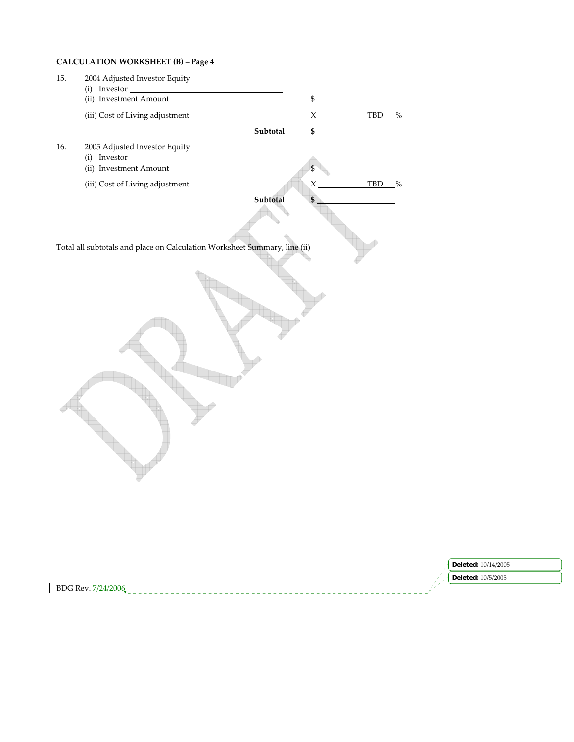**CALCULATION WORKSHEET (B) – Page 4**

15. 2004 Adjusted Investor Equity

| | | | |
|---|---|---|---|
| (i) Investor ______________________ | | | |
| (ii) Investment Amount | | $ ______________ | |
| (iii) Cost of Living adjustment | | X ________ TBD ___ | % |
| | **Subtotal** | **$** ______________ | |

16. 2005 Adjusted Investor Equity

| | | | |
|---|---|---|---|
| (i) Investor ______________________ | | | |
| (ii) Investment Amount | | $ ______________ | |
| (iii) Cost of Living adjustment | | X ________ TBD ___ | % |
| | **Subtotal** | **$** ______________ | |

Total all subtotals and place on Calculation Worksheet Summary, line (ii)

DRAFT

BDG Rev. 7/24/2006

**Deleted:** 10/14/2005

**Deleted:** 10/5/2005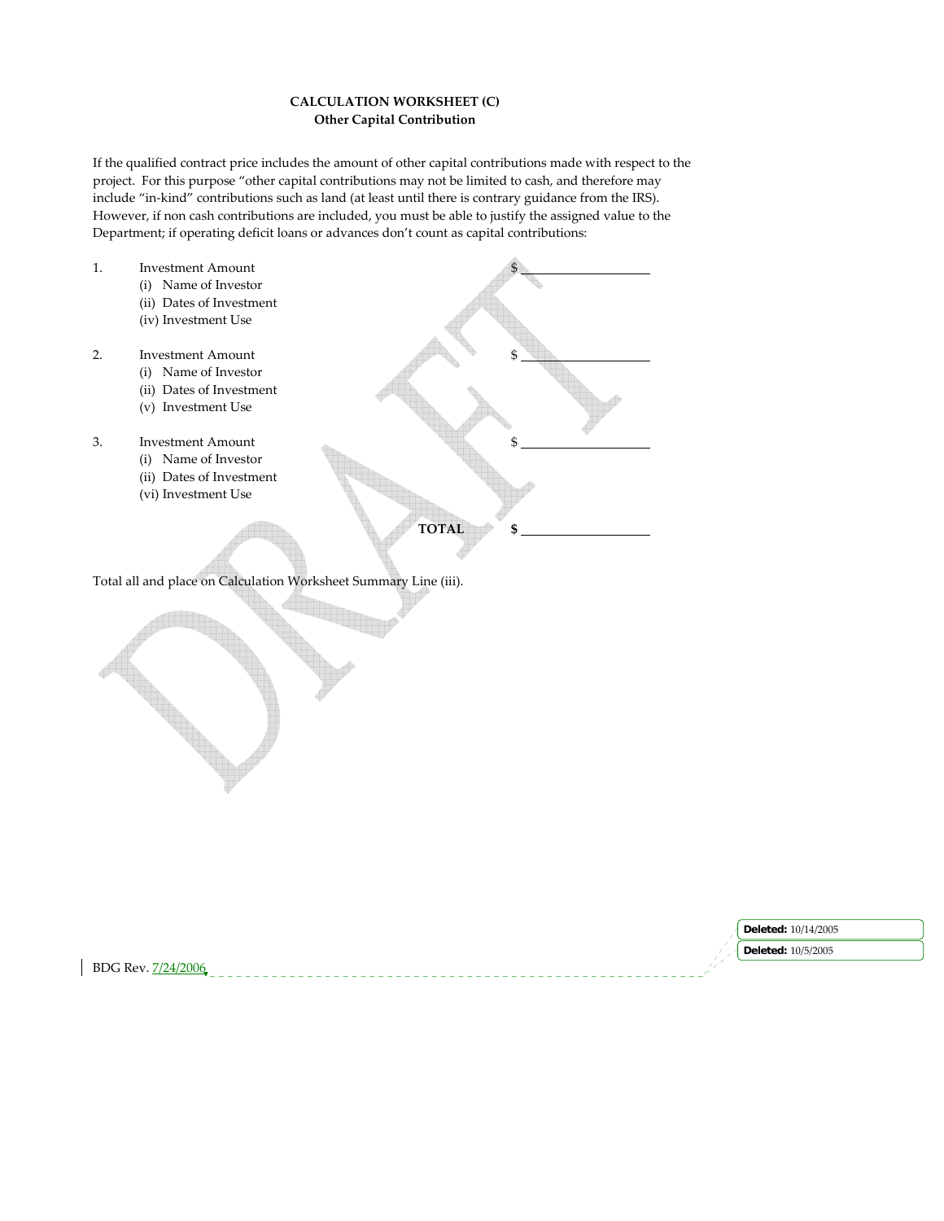**CALCULATION WORKSHEET (C)**
**Other Capital Contribution**

If the qualified contract price includes the amount of other capital contributions made with respect to the project. For this purpose "other capital contributions may not be limited to cash, and therefore may include "in-kind" contributions such as land (at least until there is contrary guidance from the IRS). However, if non cash contributions are included, you must be able to justify the assigned value to the Department; if operating deficit loans or advances don't count as capital contributions:

1. Investment Amount $ ____________________
   (i) Name of Investor
   (ii) Dates of Investment
   (iv) Investment Use

2. Investment Amount $ ____________________
   (i) Name of Investor
   (ii) Dates of Investment
   (v) Investment Use

3. Investment Amount $ ____________________
   (i) Name of Investor
   (ii) Dates of Investment
   (vi) Investment Use

**TOTAL** **$** ____________________

Total all and place on Calculation Worksheet Summary Line (iii).

BDG Rev. 7/24/2006

Deleted: 10/14/2005

Deleted: 10/5/2005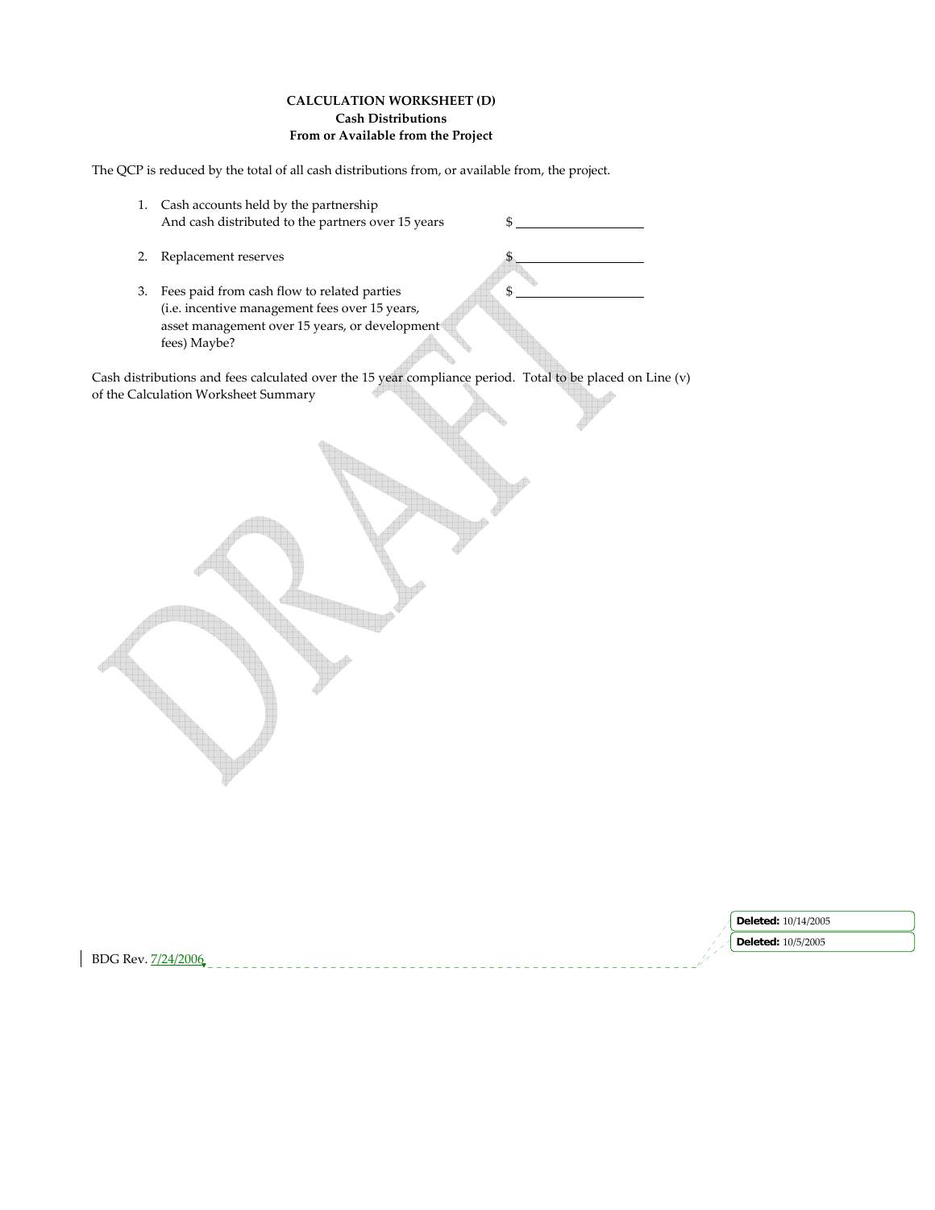**CALCULATION WORKSHEET (D)**
**Cash Distributions**
**From or Available from the Project**

The QCP is reduced by the total of all cash distributions from, or available from, the project.

1. Cash accounts held by the partnership And cash distributed to the partners over 15 years $ ____________________
2. Replacement reserves $ ____________________
3. Fees paid from cash flow to related parties (i.e. incentive management fees over 15 years, asset management over 15 years, or development fees) Maybe? $ ____________________

Cash distributions and fees calculated over the 15 year compliance period. Total to be placed on Line (v) of the Calculation Worksheet Summary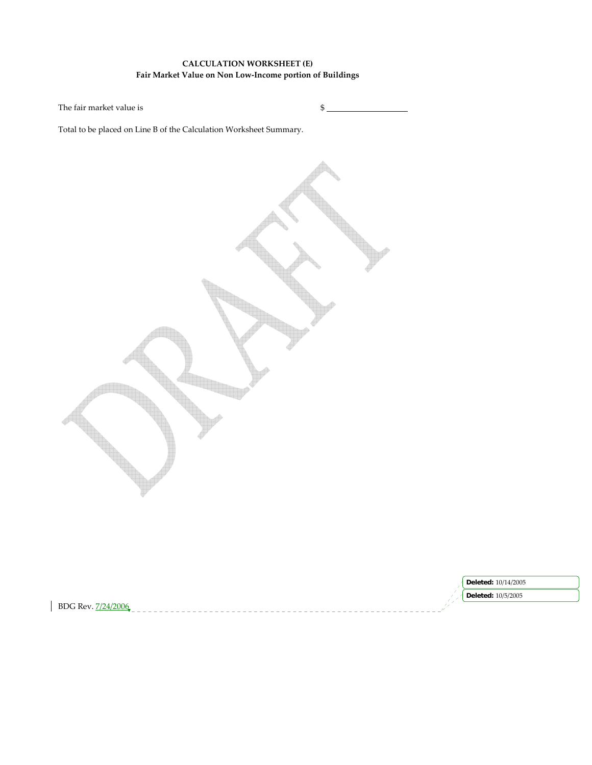**CALCULATION WORKSHEET (E)**
**Fair Market Value on Non Low-Income portion of Buildings**

The fair market value is $ ___________________

Total to be placed on Line B of the Calculation Worksheet Summary.